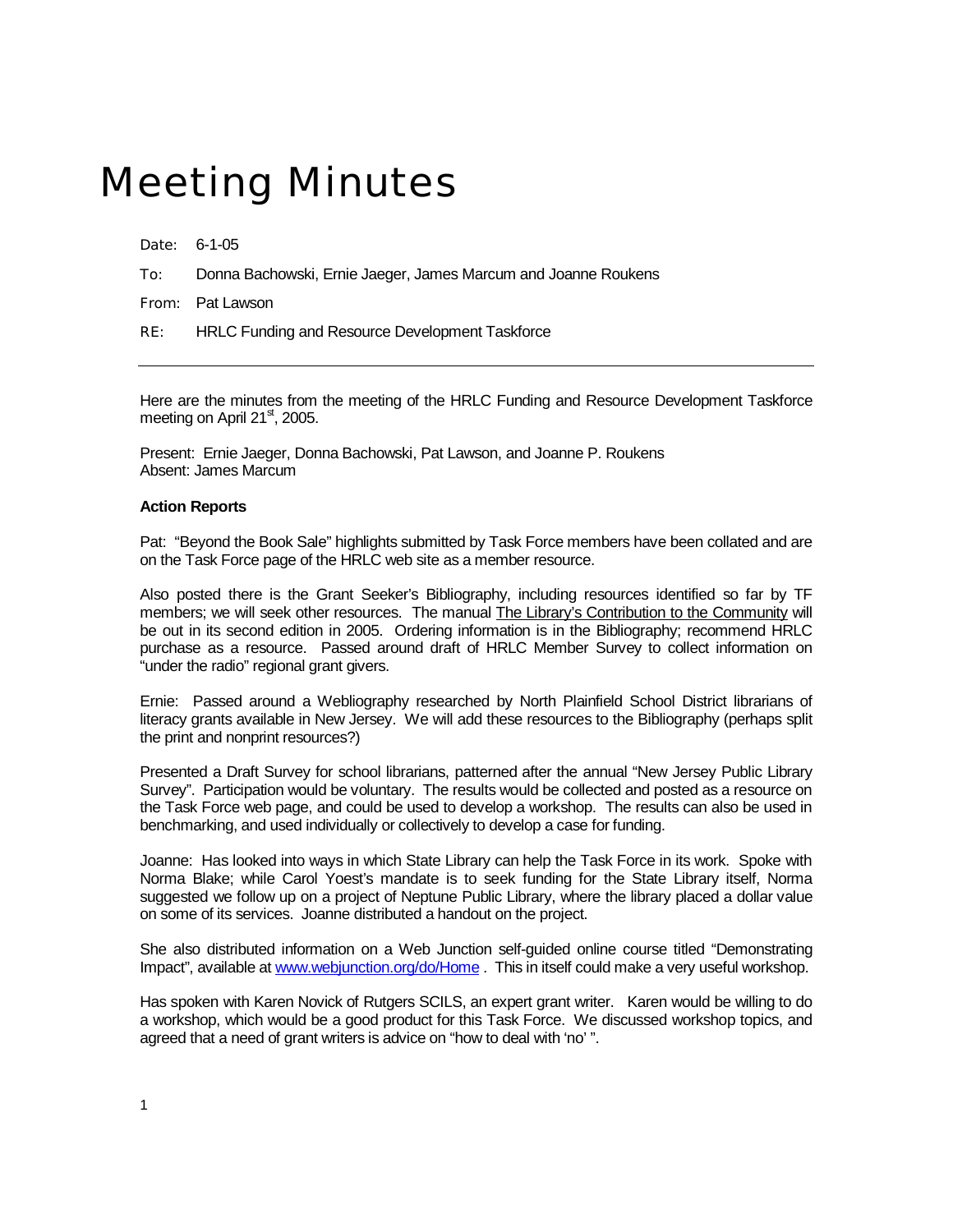# Meeting Minutes

Date: 6-1-05

To: Donna Bachowski, Ernie Jaeger, James Marcum and Joanne Roukens

From: Pat Lawson

RE: HRLC Funding and Resource Development Taskforce

---

Here are the minutes from the meeting of the HRLC Funding and Resource Development Taskforce meeting on April 21st, 2005.

Present: Ernie Jaeger, Donna Bachowski, Pat Lawson, and Joanne P. Roukens
Absent: James Marcum

**Action Reports**

Pat: "Beyond the Book Sale" highlights submitted by Task Force members have been collated and are on the Task Force page of the HRLC web site as a member resource.

Also posted there is the Grant Seeker's Bibliography, including resources identified so far by TF members; we will seek other resources. The manual <u>The Library's Contribution to the Community</u> will be out in its second edition in 2005. Ordering information is in the Bibliography; recommend HRLC purchase as a resource. Passed around draft of HRLC Member Survey to collect information on "under the radio" regional grant givers.

Ernie: Passed around a Webliography researched by North Plainfield School District librarians of literacy grants available in New Jersey. We will add these resources to the Bibliography (perhaps split the print and nonprint resources?)

Presented a Draft Survey for school librarians, patterned after the annual "New Jersey Public Library Survey". Participation would be voluntary. The results would be collected and posted as a resource on the Task Force web page, and could be used to develop a workshop. The results can also be used in benchmarking, and used individually or collectively to develop a case for funding.

Joanne: Has looked into ways in which State Library can help the Task Force in its work. Spoke with Norma Blake; while Carol Yoest's mandate is to seek funding for the State Library itself, Norma suggested we follow up on a project of Neptune Public Library, where the library placed a dollar value on some of its services. Joanne distributed a handout on the project.

She also distributed information on a Web Junction self-guided online course titled "Demonstrating Impact", available at [www.webjunction.org/do/Home](www.webjunction.org/do/Home) . This in itself could make a very useful workshop.

Has spoken with Karen Novick of Rutgers SCILS, an expert grant writer. Karen would be willing to do a workshop, which would be a good product for this Task Force. We discussed workshop topics, and agreed that a need of grant writers is advice on "how to deal with 'no' ".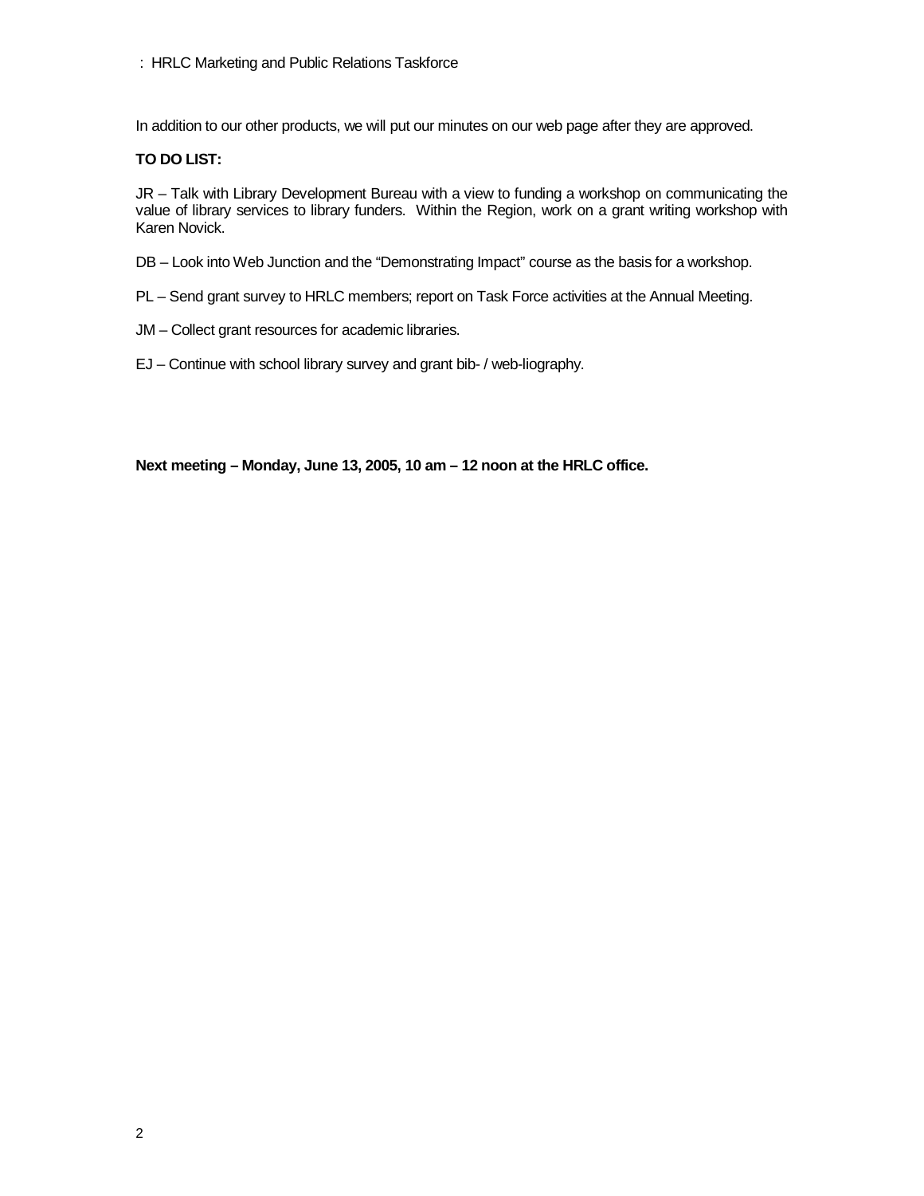In addition to our other products, we will put our minutes on our web page after they are approved.

**TO DO LIST:**

JR – Talk with Library Development Bureau with a view to funding a workshop on communicating the value of library services to library funders. Within the Region, work on a grant writing workshop with Karen Novick.

DB – Look into Web Junction and the "Demonstrating Impact" course as the basis for a workshop.

PL – Send grant survey to HRLC members; report on Task Force activities at the Annual Meeting.

JM – Collect grant resources for academic libraries.

EJ – Continue with school library survey and grant bib- / web-liography.

**Next meeting – Monday, June 13, 2005, 10 am – 12 noon at the HRLC office.**